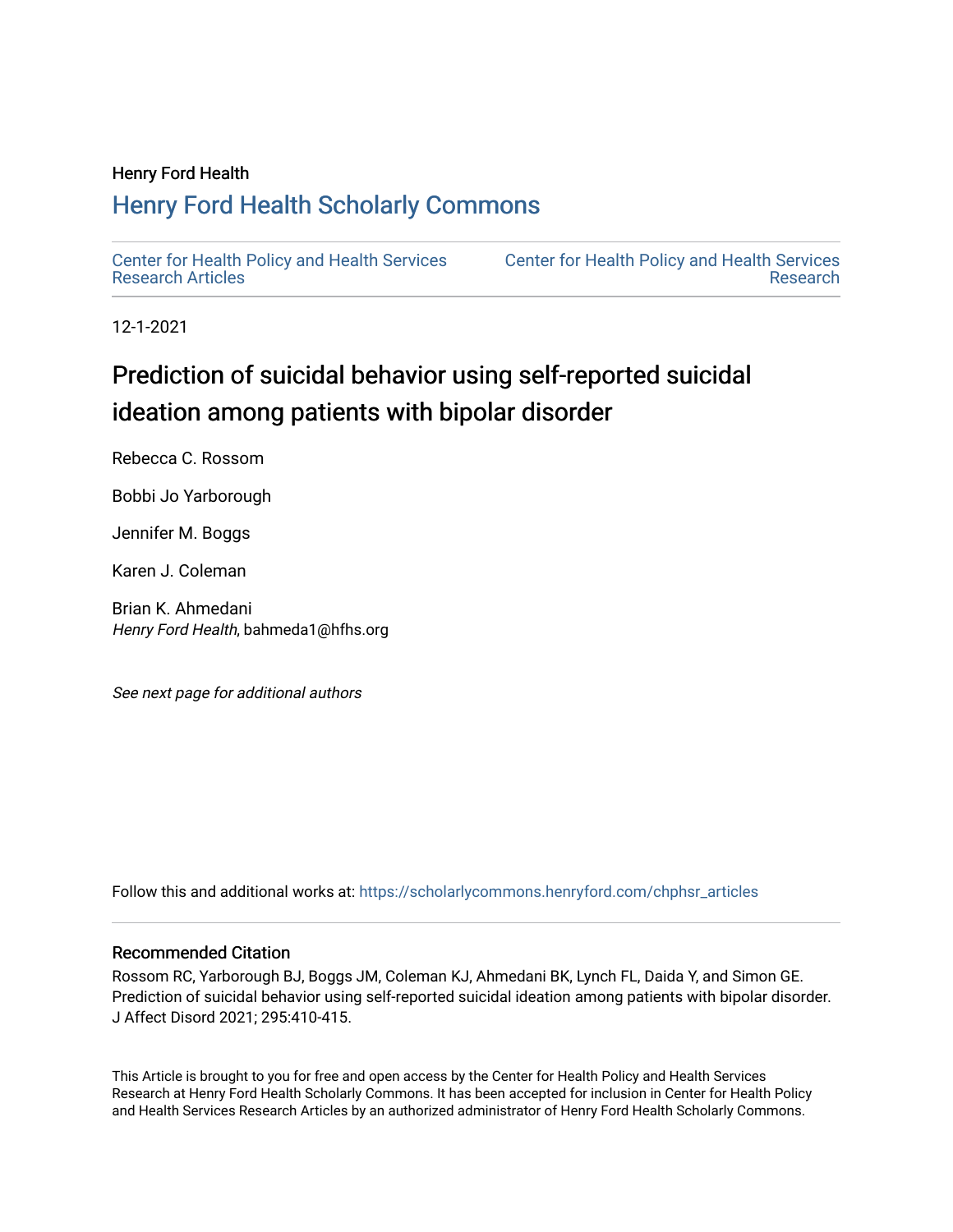Henry Ford Health

## Henry Ford Health Scholarly Commons

Center for Health Policy and Health Services Research Articles

Center for Health Policy and Health Services Research

12-1-2021

# Prediction of suicidal behavior using self-reported suicidal ideation among patients with bipolar disorder

Rebecca C. Rossom

Bobbi Jo Yarborough

Jennifer M. Boggs

Karen J. Coleman

Brian K. Ahmedani
*Henry Ford Health*, bahmeda1@hfhs.org

*See next page for additional authors*

Follow this and additional works at: https://scholarlycommons.henryford.com/chphsr_articles

### Recommended Citation

Rossom RC, Yarborough BJ, Boggs JM, Coleman KJ, Ahmedani BK, Lynch FL, Daida Y, and Simon GE. Prediction of suicidal behavior using self-reported suicidal ideation among patients with bipolar disorder. J Affect Disord 2021; 295:410-415.

This Article is brought to you for free and open access by the Center for Health Policy and Health Services Research at Henry Ford Health Scholarly Commons. It has been accepted for inclusion in Center for Health Policy and Health Services Research Articles by an authorized administrator of Henry Ford Health Scholarly Commons.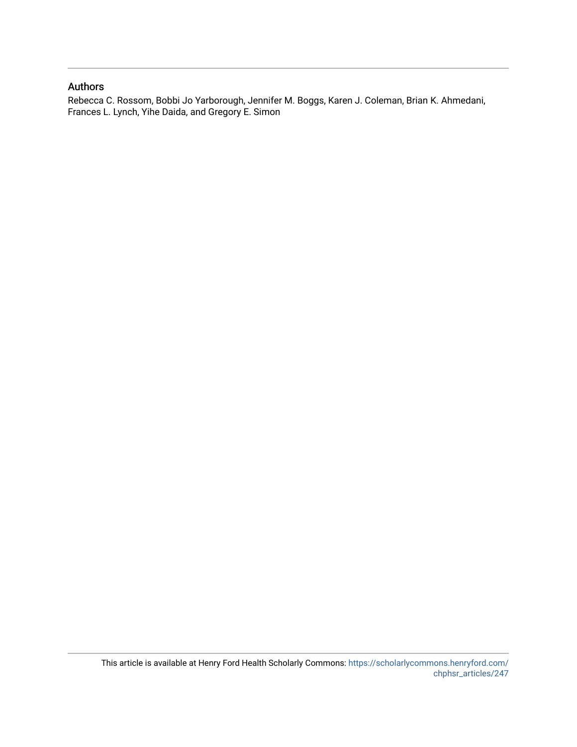## Authors

Rebecca C. Rossom, Bobbi Jo Yarborough, Jennifer M. Boggs, Karen J. Coleman, Brian K. Ahmedani, Frances L. Lynch, Yihe Daida, and Gregory E. Simon

This article is available at Henry Ford Health Scholarly Commons: https://scholarlycommons.henryford.com/chphsr_articles/247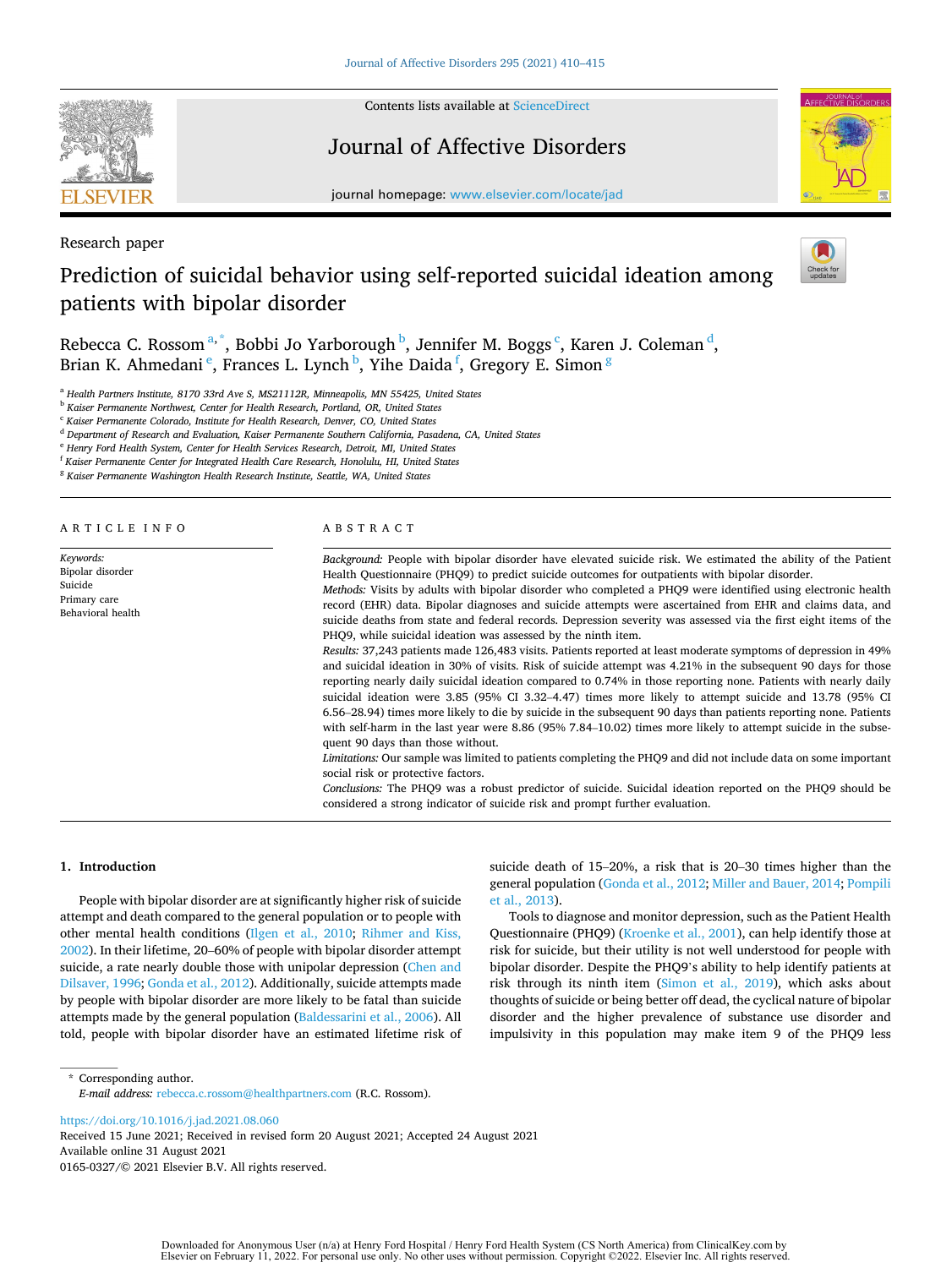Research paper

# Prediction of suicidal behavior using self-reported suicidal ideation among patients with bipolar disorder

Rebecca C. Rossom[a,*], Bobbi Jo Yarborough[b], Jennifer M. Boggs[c], Karen J. Coleman[d], Brian K. Ahmedani[e], Frances L. Lynch[b], Yihe Daida[f], Gregory E. Simon[g]

[a] Health Partners Institute, 8170 33rd Ave S, MS21112R, Minneapolis, MN 55425, United States
[b] Kaiser Permanente Northwest, Center for Health Research, Portland, OR, United States
[c] Kaiser Permanente Colorado, Institute for Health Research, Denver, CO, United States
[d] Department of Research and Evaluation, Kaiser Permanente Southern California, Pasadena, CA, United States
[e] Henry Ford Health System, Center for Health Services Research, Detroit, MI, United States
[f] Kaiser Permanente Center for Integrated Health Care Research, Honolulu, HI, United States
[g] Kaiser Permanente Washington Health Research Institute, Seattle, WA, United States

## ARTICLE INFO

*Keywords:*
Bipolar disorder
Suicide
Primary care
Behavioral health

## ABSTRACT

*Background:* People with bipolar disorder have elevated suicide risk. We estimated the ability of the Patient Health Questionnaire (PHQ9) to predict suicide outcomes for outpatients with bipolar disorder.

*Methods:* Visits by adults with bipolar disorder who completed a PHQ9 were identified using electronic health record (EHR) data. Bipolar diagnoses and suicide attempts were ascertained from EHR and claims data, and suicide deaths from state and federal records. Depression severity was assessed via the first eight items of the PHQ9, while suicidal ideation was assessed by the ninth item.

*Results:* 37,243 patients made 126,483 visits. Patients reported at least moderate symptoms of depression in 49% and suicidal ideation in 30% of visits. Risk of suicide attempt was 4.21% in the subsequent 90 days for those reporting nearly daily suicidal ideation compared to 0.74% in those reporting none. Patients with nearly daily suicidal ideation were 3.85 (95% CI 3.32–4.47) times more likely to attempt suicide and 13.78 (95% CI 6.56–28.94) times more likely to die by suicide in the subsequent 90 days than patients reporting none. Patients with self-harm in the last year were 8.86 (95% 7.84–10.02) times more likely to attempt suicide in the subsequent 90 days than those without.

*Limitations:* Our sample was limited to patients completing the PHQ9 and did not include data on some important social risk or protective factors.

*Conclusions:* The PHQ9 was a robust predictor of suicide. Suicidal ideation reported on the PHQ9 should be considered a strong indicator of suicide risk and prompt further evaluation.

## 1. Introduction

People with bipolar disorder are at significantly higher risk of suicide attempt and death compared to the general population or to people with other mental health conditions (Ilgen et al., 2010; Rihmer and Kiss, 2002). In their lifetime, 20–60% of people with bipolar disorder attempt suicide, a rate nearly double those with unipolar depression (Chen and Dilsaver, 1996; Gonda et al., 2012). Additionally, suicide attempts made by people with bipolar disorder are more likely to be fatal than suicide attempts made by the general population (Baldessarini et al., 2006). All told, people with bipolar disorder have an estimated lifetime risk of suicide death of 15–20%, a risk that is 20–30 times higher than the general population (Gonda et al., 2012; Miller and Bauer, 2014; Pompili et al., 2013).

Tools to diagnose and monitor depression, such as the Patient Health Questionnaire (PHQ9) (Kroenke et al., 2001), can help identify those at risk for suicide, but their utility is not well understood for people with bipolar disorder. Despite the PHQ9's ability to help identify patients at risk through its ninth item (Simon et al., 2019), which asks about thoughts of suicide or being better off dead, the cyclical nature of bipolar disorder and the higher prevalence of substance use disorder and impulsivity in this population may make item 9 of the PHQ9 less

* Corresponding author.
*E-mail address:* rebecca.c.rossom@healthpartners.com (R.C. Rossom).

https://doi.org/10.1016/j.jad.2021.08.060
Received 15 June 2021; Received in revised form 20 August 2021; Accepted 24 August 2021
Available online 31 August 2021
0165-0327/© 2021 Elsevier B.V. All rights reserved.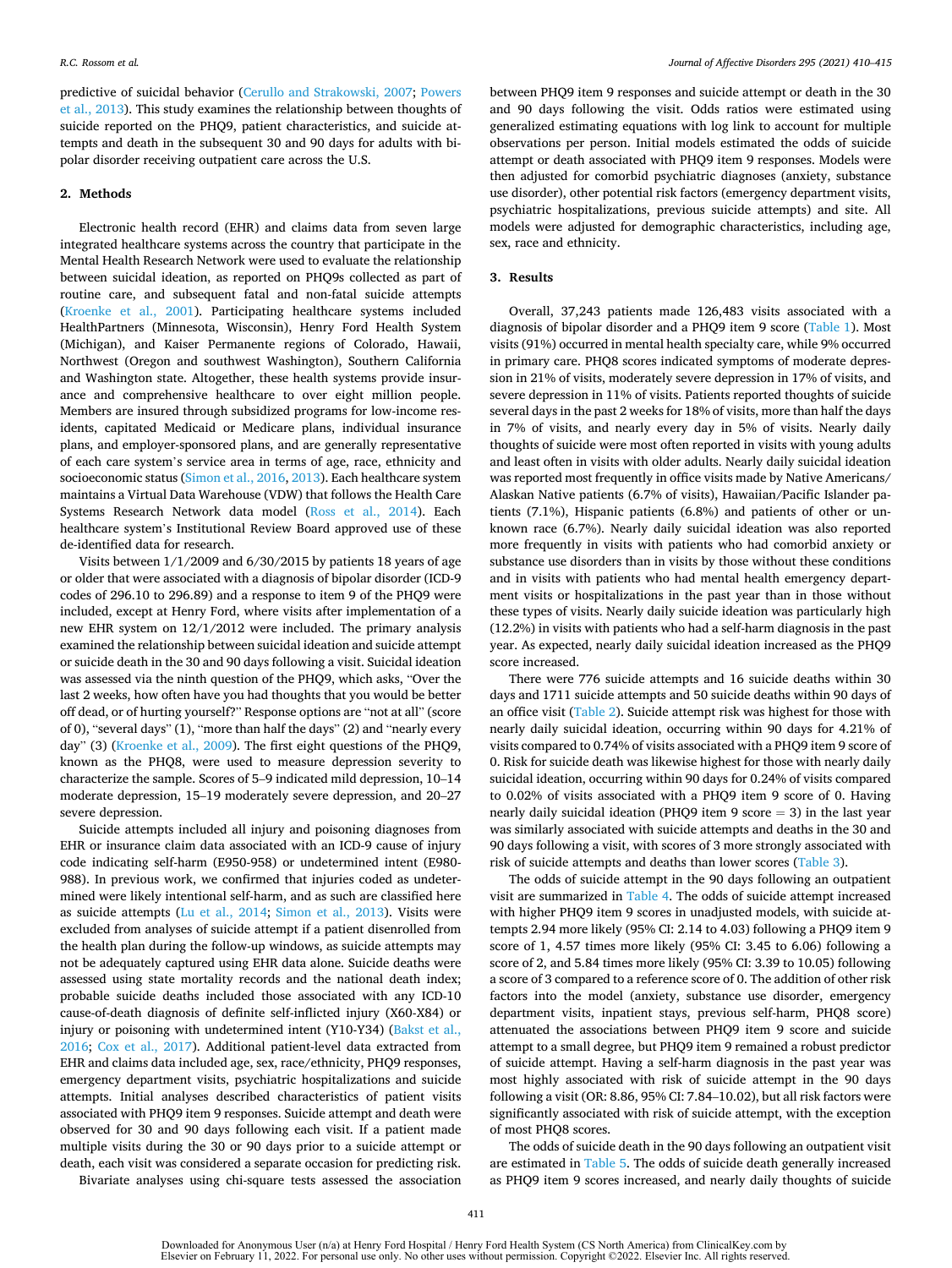predictive of suicidal behavior (Cerullo and Strakowski, 2007; Powers et al., 2013). This study examines the relationship between thoughts of suicide reported on the PHQ9, patient characteristics, and suicide attempts and death in the subsequent 30 and 90 days for adults with bipolar disorder receiving outpatient care across the U.S.

## 2. Methods

Electronic health record (EHR) and claims data from seven large integrated healthcare systems across the country that participate in the Mental Health Research Network were used to evaluate the relationship between suicidal ideation, as reported on PHQ9s collected as part of routine care, and subsequent fatal and non-fatal suicide attempts (Kroenke et al., 2001). Participating healthcare systems included HealthPartners (Minnesota, Wisconsin), Henry Ford Health System (Michigan), and Kaiser Permanente regions of Colorado, Hawaii, Northwest (Oregon and southwest Washington), Southern California and Washington state. Altogether, these health systems provide insurance and comprehensive healthcare to over eight million people. Members are insured through subsidized programs for low-income residents, capitated Medicaid or Medicare plans, individual insurance plans, and employer-sponsored plans, and are generally representative of each care system's service area in terms of age, race, ethnicity and socioeconomic status (Simon et al., 2016, 2013). Each healthcare system maintains a Virtual Data Warehouse (VDW) that follows the Health Care Systems Research Network data model (Ross et al., 2014). Each healthcare system's Institutional Review Board approved use of these de-identified data for research.

Visits between 1/1/2009 and 6/30/2015 by patients 18 years of age or older that were associated with a diagnosis of bipolar disorder (ICD-9 codes of 296.10 to 296.89) and a response to item 9 of the PHQ9 were included, except at Henry Ford, where visits after implementation of a new EHR system on 12/1/2012 were included. The primary analysis examined the relationship between suicidal ideation and suicide attempt or suicide death in the 30 and 90 days following a visit. Suicidal ideation was assessed via the ninth question of the PHQ9, which asks, "Over the last 2 weeks, how often have you had thoughts that you would be better off dead, or of hurting yourself?" Response options are "not at all" (score of 0), "several days" (1), "more than half the days" (2) and "nearly every day" (3) (Kroenke et al., 2009). The first eight questions of the PHQ9, known as the PHQ8, were used to measure depression severity to characterize the sample. Scores of 5–9 indicated mild depression, 10–14 moderate depression, 15–19 moderately severe depression, and 20–27 severe depression.

Suicide attempts included all injury and poisoning diagnoses from EHR or insurance claim data associated with an ICD-9 cause of injury code indicating self-harm (E950-958) or undetermined intent (E980-988). In previous work, we confirmed that injuries coded as undetermined were likely intentional self-harm, and as such are classified here as suicide attempts (Lu et al., 2014; Simon et al., 2013). Visits were excluded from analyses of suicide attempt if a patient disenrolled from the health plan during the follow-up windows, as suicide attempts may not be adequately captured using EHR data alone. Suicide deaths were assessed using state mortality records and the national death index; probable suicide deaths included those associated with any ICD-10 cause-of-death diagnosis of definite self-inflicted injury (X60-X84) or injury or poisoning with undetermined intent (Y10-Y34) (Bakst et al., 2016; Cox et al., 2017). Additional patient-level data extracted from EHR and claims data included age, sex, race/ethnicity, PHQ9 responses, emergency department visits, psychiatric hospitalizations and suicide attempts. Initial analyses described characteristics of patient visits associated with PHQ9 item 9 responses. Suicide attempt and death were observed for 30 and 90 days following each visit. If a patient made multiple visits during the 30 or 90 days prior to a suicide attempt or death, each visit was considered a separate occasion for predicting risk.

Bivariate analyses using chi-square tests assessed the association between PHQ9 item 9 responses and suicide attempt or death in the 30 and 90 days following the visit. Odds ratios were estimated using generalized estimating equations with log link to account for multiple observations per person. Initial models estimated the odds of suicide attempt or death associated with PHQ9 item 9 responses. Models were then adjusted for comorbid psychiatric diagnoses (anxiety, substance use disorder), other potential risk factors (emergency department visits, psychiatric hospitalizations, previous suicide attempts) and site. All models were adjusted for demographic characteristics, including age, sex, race and ethnicity.

## 3. Results

Overall, 37,243 patients made 126,483 visits associated with a diagnosis of bipolar disorder and a PHQ9 item 9 score (Table 1). Most visits (91%) occurred in mental health specialty care, while 9% occurred in primary care. PHQ8 scores indicated symptoms of moderate depression in 21% of visits, moderately severe depression in 17% of visits, and severe depression in 11% of visits. Patients reported thoughts of suicide several days in the past 2 weeks for 18% of visits, more than half the days in 7% of visits, and nearly every day in 5% of visits. Nearly daily thoughts of suicide were most often reported in visits with young adults and least often in visits with older adults. Nearly daily suicidal ideation was reported most frequently in office visits made by Native Americans/Alaskan Native patients (6.7% of visits), Hawaiian/Pacific Islander patients (7.1%), Hispanic patients (6.8%) and patients of other or unknown race (6.7%). Nearly daily suicidal ideation was also reported more frequently in visits with patients who had comorbid anxiety or substance use disorders than in visits by those without these conditions and in visits with patients who had mental health emergency department visits or hospitalizations in the past year than in those without these types of visits. Nearly daily suicide ideation was particularly high (12.2%) in visits with patients who had a self-harm diagnosis in the past year. As expected, nearly daily suicidal ideation increased as the PHQ9 score increased.

There were 776 suicide attempts and 16 suicide deaths within 30 days and 1711 suicide attempts and 50 suicide deaths within 90 days of an office visit (Table 2). Suicide attempt risk was highest for those with nearly daily suicidal ideation, occurring within 90 days for 4.21% of visits compared to 0.74% of visits associated with a PHQ9 item 9 score of 0. Risk for suicide death was likewise highest for those with nearly daily suicidal ideation, occurring within 90 days for 0.24% of visits compared to 0.02% of visits associated with a PHQ9 item 9 score of 0. Having nearly daily suicidal ideation (PHQ9 item 9 score = 3) in the last year was similarly associated with suicide attempts and deaths in the 30 and 90 days following a visit, with scores of 3 more strongly associated with risk of suicide attempts and deaths than lower scores (Table 3).

The odds of suicide attempt in the 90 days following an outpatient visit are summarized in Table 4. The odds of suicide attempt increased with higher PHQ9 item 9 scores in unadjusted models, with suicide attempts 2.94 more likely (95% CI: 2.14 to 4.03) following a PHQ9 item 9 score of 1, 4.57 times more likely (95% CI: 3.45 to 6.06) following a score of 2, and 5.84 times more likely (95% CI: 3.39 to 10.05) following a score of 3 compared to a reference score of 0. The addition of other risk factors into the model (anxiety, substance use disorder, emergency department visits, inpatient stays, previous self-harm, PHQ8 score) attenuated the associations between PHQ9 item 9 score and suicide attempt to a small degree, but PHQ9 item 9 remained a robust predictor of suicide attempt. Having a self-harm diagnosis in the past year was most highly associated with risk of suicide attempt in the 90 days following a visit (OR: 8.86, 95% CI: 7.84–10.02), but all risk factors were significantly associated with risk of suicide attempt, with the exception of most PHQ8 scores.

The odds of suicide death in the 90 days following an outpatient visit are estimated in Table 5. The odds of suicide death generally increased as PHQ9 item 9 scores increased, and nearly daily thoughts of suicide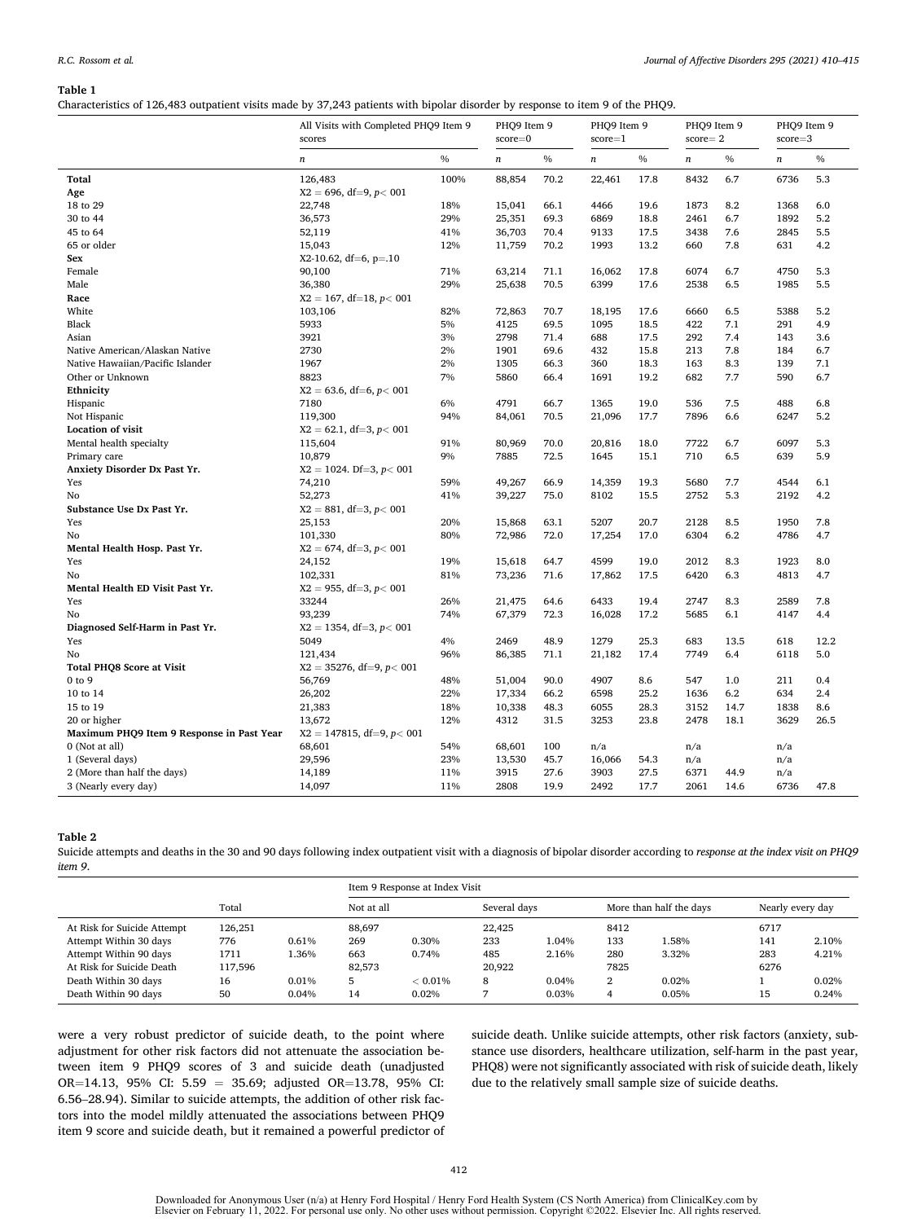**Table 1**

Characteristics of 126,483 outpatient visits made by 37,243 patients with bipolar disorder by response to item 9 of the PHQ9.

| | All Visits with Completed PHQ9 Item 9 scores | | PHQ9 Item 9 score=0 | | PHQ9 Item 9 score=1 | | PHQ9 Item 9 score= 2 | | PHQ9 Item 9 score=3 | |
|---|---|---|---|---|---|---|---|---|---|---|
| | *n* | % | *n* | % | *n* | % | *n* | % | *n* | % |
| **Total** | 126,483 | 100% | 88,854 | 70.2 | 22,461 | 17.8 | 8432 | 6.7 | 6736 | 5.3 |
| **Age** | X2 = 696, df=9, *p*< 001 | | | | | | | | | |
| 18 to 29 | 22,748 | 18% | 15,041 | 66.1 | 4466 | 19.6 | 1873 | 8.2 | 1368 | 6.0 |
| 30 to 44 | 36,573 | 29% | 25,351 | 69.3 | 6869 | 18.8 | 2461 | 6.7 | 1892 | 5.2 |
| 45 to 64 | 52,119 | 41% | 36,703 | 70.4 | 9133 | 17.5 | 3438 | 7.6 | 2845 | 5.5 |
| 65 or older | 15,043 | 12% | 11,759 | 70.2 | 1993 | 13.2 | 660 | 7.8 | 631 | 4.2 |
| **Sex** | X2-10.62, df=6, p=.10 | | | | | | | | | |
| Female | 90,100 | 71% | 63,214 | 71.1 | 16,062 | 17.8 | 6074 | 6.7 | 4750 | 5.3 |
| Male | 36,380 | 29% | 25,638 | 70.5 | 6399 | 17.6 | 2538 | 6.5 | 1985 | 5.5 |
| **Race** | X2 = 167, df=18, *p*< 001 | | | | | | | | | |
| White | 103,106 | 82% | 72,863 | 70.7 | 18,195 | 17.6 | 6660 | 6.5 | 5388 | 5.2 |
| Black | 5933 | 5% | 4125 | 69.5 | 1095 | 18.5 | 422 | 7.1 | 291 | 4.9 |
| Asian | 3921 | 3% | 2798 | 71.4 | 688 | 17.5 | 292 | 7.4 | 143 | 3.6 |
| Native American/Alaskan Native | 2730 | 2% | 1901 | 69.6 | 432 | 15.8 | 213 | 7.8 | 184 | 6.7 |
| Native Hawaiian/Pacific Islander | 1967 | 2% | 1305 | 66.3 | 360 | 18.3 | 163 | 8.3 | 139 | 7.1 |
| Other or Unknown | 8823 | 7% | 5860 | 66.4 | 1691 | 19.2 | 682 | 7.7 | 590 | 6.7 |
| **Ethnicity** | X2 = 63.6, df=6, *p*< 001 | | | | | | | | | |
| Hispanic | 7180 | 6% | 4791 | 66.7 | 1365 | 19.0 | 536 | 7.5 | 488 | 6.8 |
| Not Hispanic | 119,300 | 94% | 84,061 | 70.5 | 21,096 | 17.7 | 7896 | 6.6 | 6247 | 5.2 |
| **Location of visit** | X2 = 62.1, df=3, *p*< 001 | | | | | | | | | |
| Mental health specialty | 115,604 | 91% | 80,969 | 70.0 | 20,816 | 18.0 | 7722 | 6.7 | 6097 | 5.3 |
| Primary care | 10,879 | 9% | 7885 | 72.5 | 1645 | 15.1 | 710 | 6.5 | 639 | 5.9 |
| **Anxiety Disorder Dx Past Yr.** | X2 = 1024. Df=3, *p*< 001 | | | | | | | | | |
| Yes | 74,210 | 59% | 49,267 | 66.9 | 14,359 | 19.3 | 5680 | 7.7 | 4544 | 6.1 |
| No | 52,273 | 41% | 39,227 | 75.0 | 8102 | 15.5 | 2752 | 5.3 | 2192 | 4.2 |
| **Substance Use Dx Past Yr.** | X2 = 881, df=3, *p*< 001 | | | | | | | | | |
| Yes | 25,153 | 20% | 15,868 | 63.1 | 5207 | 20.7 | 2128 | 8.5 | 1950 | 7.8 |
| No | 101,330 | 80% | 72,986 | 72.0 | 17,254 | 17.0 | 6304 | 6.2 | 4786 | 4.7 |
| **Mental Health Hosp. Past Yr.** | X2 = 674, df=3, *p*< 001 | | | | | | | | | |
| Yes | 24,152 | 19% | 15,618 | 64.7 | 4599 | 19.0 | 2012 | 8.3 | 1923 | 8.0 |
| No | 102,331 | 81% | 73,236 | 71.6 | 17,862 | 17.5 | 6420 | 6.3 | 4813 | 4.7 |
| **Mental Health ED Visit Past Yr.** | X2 = 955, df=3, *p*< 001 | | | | | | | | | |
| Yes | 33244 | 26% | 21,475 | 64.6 | 6433 | 19.4 | 2747 | 8.3 | 2589 | 7.8 |
| No | 93,239 | 74% | 67,379 | 72.3 | 16,028 | 17.2 | 5685 | 6.1 | 4147 | 4.4 |
| **Diagnosed Self-Harm in Past Yr.** | X2 = 1354, df=3, *p*< 001 | | | | | | | | | |
| Yes | 5049 | 4% | 2469 | 48.9 | 1279 | 25.3 | 683 | 13.5 | 618 | 12.2 |
| No | 121,434 | 96% | 86,385 | 71.1 | 21,182 | 17.4 | 7749 | 6.4 | 6118 | 5.0 |
| **Total PHQ8 Score at Visit** | X2 = 35276, df=9, *p*< 001 | | | | | | | | | |
| 0 to 9 | 56,769 | 48% | 51,004 | 90.0 | 4907 | 8.6 | 547 | 1.0 | 211 | 0.4 |
| 10 to 14 | 26,202 | 22% | 17,334 | 66.2 | 6598 | 25.2 | 1636 | 6.2 | 634 | 2.4 |
| 15 to 19 | 21,383 | 18% | 10,338 | 48.3 | 6055 | 28.3 | 3152 | 14.7 | 1838 | 8.6 |
| 20 or higher | 13,672 | 12% | 4312 | 31.5 | 3253 | 23.8 | 2478 | 18.1 | 3629 | 26.5 |
| **Maximum PHQ9 Item 9 Response in Past Year** | X2 = 147815, df=9, *p*< 001 | | | | | | | | | |
| 0 (Not at all) | 68,601 | 54% | 68,601 | 100 | n/a | | n/a | | n/a | |
| 1 (Several days) | 29,596 | 23% | 13,530 | 45.7 | 16,066 | 54.3 | n/a | | n/a | |
| 2 (More than half the days) | 14,189 | 11% | 3915 | 27.6 | 3903 | 27.5 | 6371 | 44.9 | n/a | |
| 3 (Nearly every day) | 14,097 | 11% | 2808 | 19.9 | 2492 | 17.7 | 2061 | 14.6 | 6736 | 47.8 |

**Table 2**

Suicide attempts and deaths in the 30 and 90 days following index outpatient visit with a diagnosis of bipolar disorder according to *response at the index visit on PHQ9 item 9*.

| | Total | | Item 9 Response at Index Visit | | | | | | | |
|---|---|---|---|---|---|---|---|---|---|---|
| | | | Not at all | | Several days | | More than half the days | | Nearly every day | |
| At Risk for Suicide Attempt | 126,251 | | 88,697 | | 22,425 | | 8412 | | 6717 | |
| Attempt Within 30 days | 776 | 0.61% | 269 | 0.30% | 233 | 1.04% | 133 | 1.58% | 141 | 2.10% |
| Attempt Within 90 days | 1711 | 1.36% | 663 | 0.74% | 485 | 2.16% | 280 | 3.32% | 283 | 4.21% |
| At Risk for Suicide Death | 117,596 | | 82,573 | | 20,922 | | 7825 | | 6276 | |
| Death Within 30 days | 16 | 0.01% | 5 | < 0.01% | 8 | 0.04% | 2 | 0.02% | 1 | 0.02% |
| Death Within 90 days | 50 | 0.04% | 14 | 0.02% | 7 | 0.03% | 4 | 0.05% | 15 | 0.24% |

were a very robust predictor of suicide death, to the point where adjustment for other risk factors did not attenuate the association between item 9 PHQ9 scores of 3 and suicide death (unadjusted OR=14.13, 95% CI: 5.59 = 35.69; adjusted OR=13.78, 95% CI: 6.56–28.94). Similar to suicide attempts, the addition of other risk factors into the model mildly attenuated the associations between PHQ9 item 9 score and suicide death, but it remained a powerful predictor of suicide death. Unlike suicide attempts, other risk factors (anxiety, substance use disorders, healthcare utilization, self-harm in the past year, PHQ8) were not significantly associated with risk of suicide death, likely due to the relatively small sample size of suicide deaths.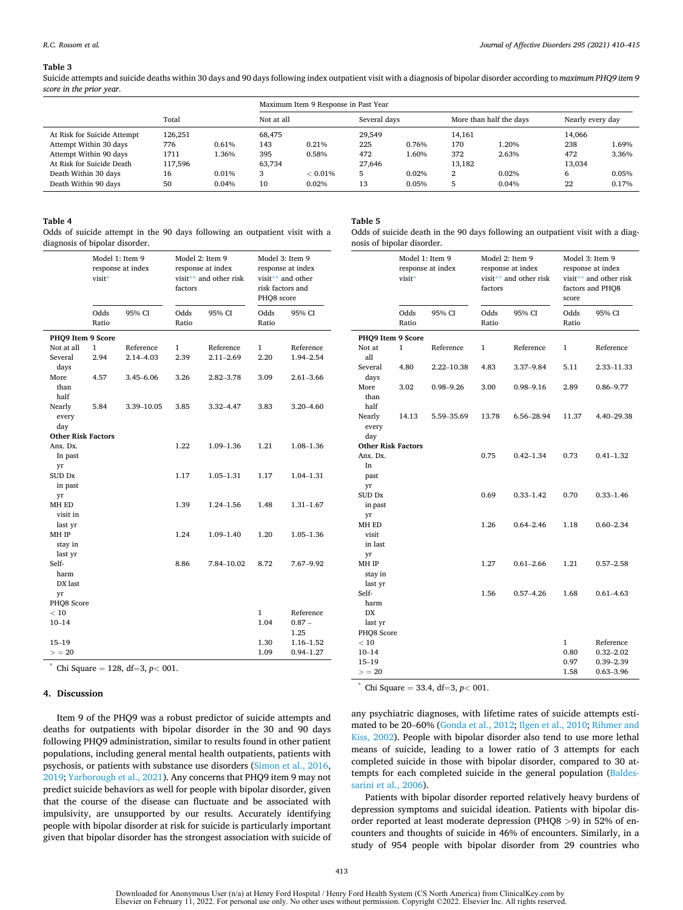**Table 3**
Suicide attempts and suicide deaths within 30 days and 90 days following index outpatient visit with a diagnosis of bipolar disorder according to *maximum PHQ9 item 9 score in the prior year*.

| | Total | | Maximum Item 9 Response in Past Year | | | | | | | |
|---|---|---|---|---|---|---|---|---|---|---|
| | | | Not at all | | Several days | | More than half the days | | Nearly every day | |
| At Risk for Suicide Attempt | 126,251 | | 68,475 | | 29,549 | | 14,161 | | 14,066 | |
| Attempt Within 30 days | 776 | 0.61% | 143 | 0.21% | 225 | 0.76% | 170 | 1.20% | 238 | 1.69% |
| Attempt Within 90 days | 1711 | 1.36% | 395 | 0.58% | 472 | 1.60% | 372 | 2.63% | 472 | 3.36% |
| At Risk for Suicide Death | 117,596 | | 63,734 | | 27,646 | | 13,182 | | 13,034 | |
| Death Within 30 days | 16 | 0.01% | 3 | < 0.01% | 5 | 0.02% | 2 | 0.02% | 6 | 0.05% |
| Death Within 90 days | 50 | 0.04% | 10 | 0.02% | 13 | 0.05% | 5 | 0.04% | 22 | 0.17% |

**Table 4**
Odds of suicide attempt in the 90 days following an outpatient visit with a diagnosis of bipolar disorder.

| | Model 1: Item 9 response at index visit* | | Model 2: Item 9 response at index visit** and other risk factors | | Model 3: Item 9 response at index visit** and other risk factors and PHQ8 score | |
|---|---|---|---|---|---|---|
| | Odds Ratio | 95% CI | Odds Ratio | 95% CI | Odds Ratio | 95% CI |
| **PHQ9 Item 9 Score** | | | | | | |
| Not at all | 1 | Reference | 1 | Reference | 1 | Reference |
| Several days | 2.94 | 2.14–4.03 | 2.39 | 2.11–2.69 | 2.20 | 1.94–2.54 |
| More than half | 4.57 | 3.45–6.06 | 3.26 | 2.82–3.78 | 3.09 | 2.61–3.66 |
| Nearly every day | 5.84 | 3.39–10.05 | 3.85 | 3.32–4.47 | 3.83 | 3.20–4.60 |
| **Other Risk Factors** | | | | | | |
| Anx. Dx. In past yr | | | 1.22 | 1.09–1.36 | 1.21 | 1.08–1.36 |
| SUD Dx in past yr | | | 1.17 | 1.05–1.31 | 1.17 | 1.04–1.31 |
| MH ED visit in last yr | | | 1.39 | 1.24–1.56 | 1.48 | 1.31–1.67 |
| MH IP stay in last yr | | | 1.24 | 1.09–1.40 | 1.20 | 1.05–1.36 |
| Self-harm DX last yr | | | 8.86 | 7.84–10.02 | 8.72 | 7.67–9.92 |
| PHQ8 Score | | | | | | |
| < 10 | | | | | 1 | Reference |
| 10–14 | | | | | 1.04 | 0.87 – 1.25 |
| 15–19 | | | | | 1.30 | 1.16–1.52 |
| > = 20 | | | | | 1.09 | 0.94–1.27 |

\* Chi Square = 128, df=3, $p <$ 001.

**Table 5**
Odds of suicide death in the 90 days following an outpatient visit with a diagnosis of bipolar disorder.

| | Model 1: Item 9 response at index visit* | | Model 2: Item 9 response at index visit** and other risk factors | | Model 3: Item 9 response at index visit** and other risk factors and PHQ8 score | |
|---|---|---|---|---|---|---|
| | Odds Ratio | 95% CI | Odds Ratio | 95% CI | Odds Ratio | 95% CI |
| **PHQ9 Item 9 Score** | | | | | | |
| Not at all | 1 | Reference | 1 | Reference | 1 | Reference |
| Several days | 4.80 | 2.22–10.38 | 4.83 | 3.37–9.84 | 5.11 | 2.33–11.33 |
| More than half | 3.02 | 0.98–9.26 | 3.00 | 0.98–9.16 | 2.89 | 0.86–9.77 |
| Nearly every day | 14.13 | 5.59–35.69 | 13.78 | 6.56–28.94 | 11.37 | 4.40–29.38 |
| **Other Risk Factors** | | | | | | |
| Anx. Dx. In past yr | | | 0.75 | 0.42–1.34 | 0.73 | 0.41–1.32 |
| SUD Dx in past yr | | | 0.69 | 0.33–1.42 | 0.70 | 0.33–1.46 |
| MH ED visit in last yr | | | 1.26 | 0.64–2.46 | 1.18 | 0.60–2.34 |
| MH IP stay in last yr | | | 1.27 | 0.61–2.66 | 1.21 | 0.57–2.58 |
| Self-harm DX last yr | | | 1.56 | 0.57–4.26 | 1.68 | 0.61–4.63 |
| PHQ8 Score | | | | | | |
| < 10 | | | | | 1 | Reference |
| 10–14 | | | | | 0.80 | 0.32–2.02 |
| 15–19 | | | | | 0.97 | 0.39–2.39 |
| > = 20 | | | | | 1.58 | 0.63–3.96 |

\* Chi Square = 33.4, df=3, $p <$ 001.

## 4. Discussion

Item 9 of the PHQ9 was a robust predictor of suicide attempts and deaths for outpatients with bipolar disorder in the 30 and 90 days following PHQ9 administration, similar to results found in other patient populations, including general mental health outpatients, patients with psychosis, or patients with substance use disorders (Simon et al., 2016, 2019; Yarborough et al., 2021). Any concerns that PHQ9 item 9 may not predict suicide behaviors as well for people with bipolar disorder, given that the course of the disease can fluctuate and be associated with impulsivity, are unsupported by our results. Accurately identifying people with bipolar disorder at risk for suicide is particularly important given that bipolar disorder has the strongest association with suicide of any psychiatric diagnoses, with lifetime rates of suicide attempts estimated to be 20–60% (Gonda et al., 2012; Ilgen et al., 2010; Rihmer and Kiss, 2002). People with bipolar disorder also tend to use more lethal means of suicide, leading to a lower ratio of 3 attempts for each completed suicide in those with bipolar disorder, compared to 30 attempts for each completed suicide in the general population (Baldessarini et al., 2006).

Patients with bipolar disorder reported relatively heavy burdens of depression symptoms and suicidal ideation. Patients with bipolar disorder reported at least moderate depression (PHQ8 >9) in 52% of encounters and thoughts of suicide in 46% of encounters. Similarly, in a study of 954 people with bipolar disorder from 29 countries who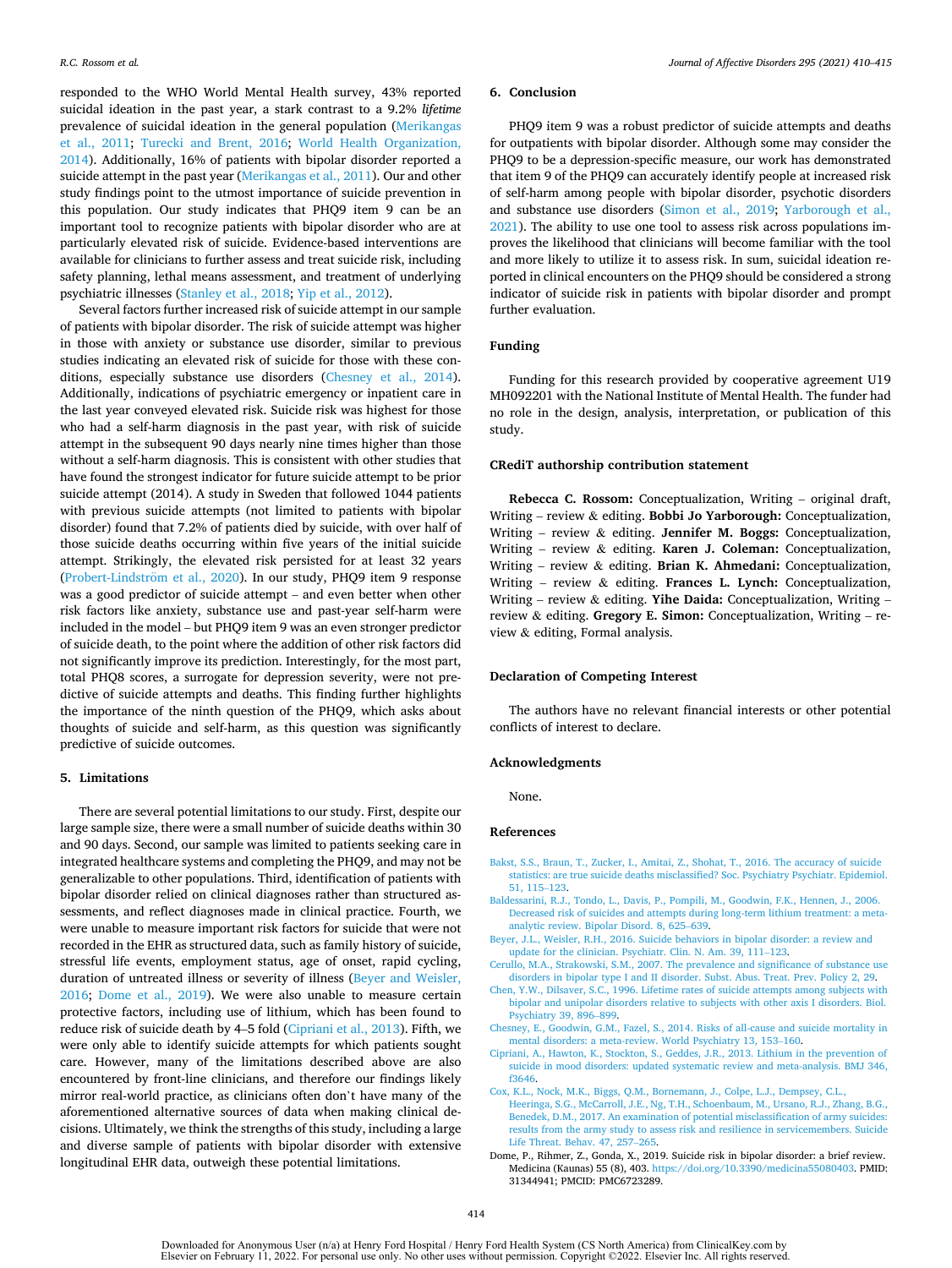responded to the WHO World Mental Health survey, 43% reported suicidal ideation in the past year, a stark contrast to a 9.2% *lifetime* prevalence of suicidal ideation in the general population (Merikangas et al., 2011; Turecki and Brent, 2016; World Health Organization, 2014). Additionally, 16% of patients with bipolar disorder reported a suicide attempt in the past year (Merikangas et al., 2011). Our and other study findings point to the utmost importance of suicide prevention in this population. Our study indicates that PHQ9 item 9 can be an important tool to recognize patients with bipolar disorder who are at particularly elevated risk of suicide. Evidence-based interventions are available for clinicians to further assess and treat suicide risk, including safety planning, lethal means assessment, and treatment of underlying psychiatric illnesses (Stanley et al., 2018; Yip et al., 2012).

Several factors further increased risk of suicide attempt in our sample of patients with bipolar disorder. The risk of suicide attempt was higher in those with anxiety or substance use disorder, similar to previous studies indicating an elevated risk of suicide for those with these conditions, especially substance use disorders (Chesney et al., 2014). Additionally, indications of psychiatric emergency or inpatient care in the last year conveyed elevated risk. Suicide risk was highest for those who had a self-harm diagnosis in the past year, with risk of suicide attempt in the subsequent 90 days nearly nine times higher than those without a self-harm diagnosis. This is consistent with other studies that have found the strongest indicator for future suicide attempt to be prior suicide attempt (2014). A study in Sweden that followed 1044 patients with previous suicide attempts (not limited to patients with bipolar disorder) found that 7.2% of patients died by suicide, with over half of those suicide deaths occurring within five years of the initial suicide attempt. Strikingly, the elevated risk persisted for at least 32 years (Probert-Lindström et al., 2020). In our study, PHQ9 item 9 response was a good predictor of suicide attempt – and even better when other risk factors like anxiety, substance use and past-year self-harm were included in the model – but PHQ9 item 9 was an even stronger predictor of suicide death, to the point where the addition of other risk factors did not significantly improve its prediction. Interestingly, for the most part, total PHQ8 scores, a surrogate for depression severity, were not predictive of suicide attempts and deaths. This finding further highlights the importance of the ninth question of the PHQ9, which asks about thoughts of suicide and self-harm, as this question was significantly predictive of suicide outcomes.

## 5. Limitations

There are several potential limitations to our study. First, despite our large sample size, there were a small number of suicide deaths within 30 and 90 days. Second, our sample was limited to patients seeking care in integrated healthcare systems and completing the PHQ9, and may not be generalizable to other populations. Third, identification of patients with bipolar disorder relied on clinical diagnoses rather than structured assessments, and reflect diagnoses made in clinical practice. Fourth, we were unable to measure important risk factors for suicide that were not recorded in the EHR as structured data, such as family history of suicide, stressful life events, employment status, age of onset, rapid cycling, duration of untreated illness or severity of illness (Beyer and Weisler, 2016; Dome et al., 2019). We were also unable to measure certain protective factors, including use of lithium, which has been found to reduce risk of suicide death by 4–5 fold (Cipriani et al., 2013). Fifth, we were only able to identify suicide attempts for which patients sought care. However, many of the limitations described above are also encountered by front-line clinicians, and therefore our findings likely mirror real-world practice, as clinicians often don't have many of the aforementioned alternative sources of data when making clinical decisions. Ultimately, we think the strengths of this study, including a large and diverse sample of patients with bipolar disorder with extensive longitudinal EHR data, outweigh these potential limitations.

## 6. Conclusion

PHQ9 item 9 was a robust predictor of suicide attempts and deaths for outpatients with bipolar disorder. Although some may consider the PHQ9 to be a depression-specific measure, our work has demonstrated that item 9 of the PHQ9 can accurately identify people at increased risk of self-harm among people with bipolar disorder, psychotic disorders and substance use disorders (Simon et al., 2019; Yarborough et al., 2021). The ability to use one tool to assess risk across populations improves the likelihood that clinicians will become familiar with the tool and more likely to utilize it to assess risk. In sum, suicidal ideation reported in clinical encounters on the PHQ9 should be considered a strong indicator of suicide risk in patients with bipolar disorder and prompt further evaluation.

## Funding

Funding for this research provided by cooperative agreement U19 MH092201 with the National Institute of Mental Health. The funder had no role in the design, analysis, interpretation, or publication of this study.

## CRediT authorship contribution statement

**Rebecca C. Rossom:** Conceptualization, Writing – original draft, Writing – review & editing. **Bobbi Jo Yarborough:** Conceptualization, Writing – review & editing. **Jennifer M. Boggs:** Conceptualization, Writing – review & editing. **Karen J. Coleman:** Conceptualization, Writing – review & editing. **Brian K. Ahmedani:** Conceptualization, Writing – review & editing. **Frances L. Lynch:** Conceptualization, Writing – review & editing. **Yihe Daida:** Conceptualization, Writing – review & editing. **Gregory E. Simon:** Conceptualization, Writing – review & editing, Formal analysis.

## Declaration of Competing Interest

The authors have no relevant financial interests or other potential conflicts of interest to declare.

## Acknowledgments

None.

## References

Bakst, S.S., Braun, T., Zucker, I., Amitai, Z., Shohat, T., 2016. The accuracy of suicide statistics: are true suicide deaths misclassified? Soc. Psychiatry Psychiatr. Epidemiol. 51, 115–123.

Baldessarini, R.J., Tondo, L., Davis, P., Pompili, M., Goodwin, F.K., Hennen, J., 2006. Decreased risk of suicides and attempts during long-term lithium treatment: a meta-analytic review. Bipolar Disord. 8, 625–639.

Beyer, J.L., Weisler, R.H., 2016. Suicide behaviors in bipolar disorder: a review and update for the clinician. Psychiatr. Clin. N. Am. 39, 111–123.

Cerullo, M.A., Strakowski, S.M., 2007. The prevalence and significance of substance use disorders in bipolar type I and II disorder. Subst. Abus. Treat. Prev. Policy 2, 29.

Chen, Y.W., Dilsaver, S.C., 1996. Lifetime rates of suicide attempts among subjects with bipolar and unipolar disorders relative to subjects with other axis I disorders. Biol. Psychiatry 39, 896–899.

Chesney, E., Goodwin, G.M., Fazel, S., 2014. Risks of all-cause and suicide mortality in mental disorders: a meta-review. World Psychiatry 13, 153–160.

Cipriani, A., Hawton, K., Stockton, S., Geddes, J.R., 2013. Lithium in the prevention of suicide in mood disorders: updated systematic review and meta-analysis. BMJ 346, f3646.

Cox, K.L., Nock, M.K., Biggs, Q.M., Bornemann, J., Colpe, L.J., Dempsey, C.L., Heeringa, S.G., McCarroll, J.E., Ng, T.H., Schoenbaum, M., Ursano, R.J., Zhang, B.G., Benedek, D.M., 2017. An examination of potential misclassification of army suicides: results from the army study to assess risk and resilience in servicemembers. Suicide Life Threat. Behav. 47, 257–265.

Dome, P., Rihmer, Z., Gonda, X., 2019. Suicide risk in bipolar disorder: a brief review. Medicina (Kaunas) 55 (8), 403. https://doi.org/10.3390/medicina55080403. PMID: 31344941; PMCID: PMC6723289.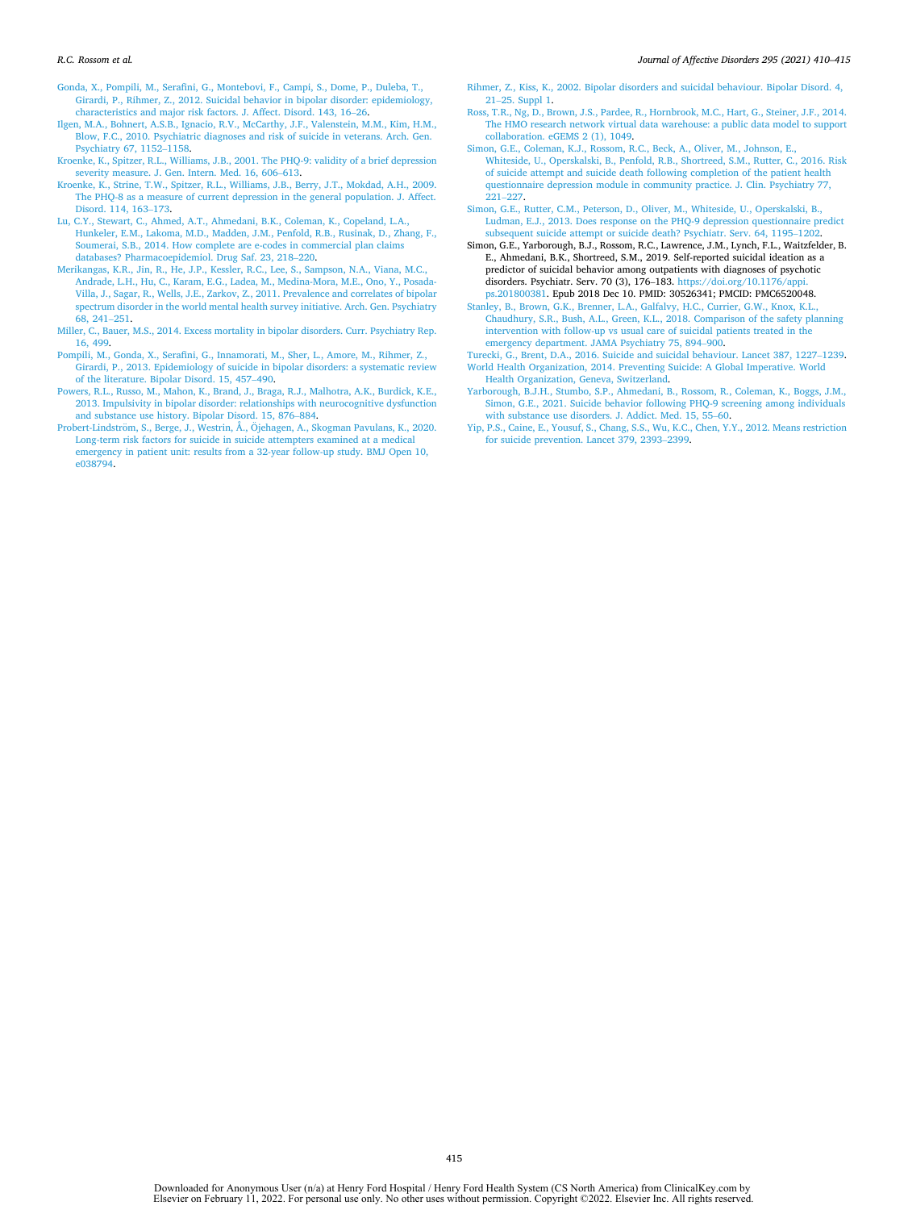Gonda, X., Pompili, M., Serafini, G., Montebovi, F., Campi, S., Dome, P., Duleba, T., Girardi, P., Rihmer, Z., 2012. Suicidal behavior in bipolar disorder: epidemiology, characteristics and major risk factors. J. Affect. Disord. 143, 16–26.

Ilgen, M.A., Bohnert, A.S.B., Ignacio, R.V., McCarthy, J.F., Valenstein, M.M., Kim, H.M., Blow, F.C., 2010. Psychiatric diagnoses and risk of suicide in veterans. Arch. Gen. Psychiatry 67, 1152–1158.

Kroenke, K., Spitzer, R.L., Williams, J.B., 2001. The PHQ-9: validity of a brief depression severity measure. J. Gen. Intern. Med. 16, 606–613.

Kroenke, K., Strine, T.W., Spitzer, R.L., Williams, J.B., Berry, J.T., Mokdad, A.H., 2009. The PHQ-8 as a measure of current depression in the general population. J. Affect. Disord. 114, 163–173.

Lu, C.Y., Stewart, C., Ahmed, A.T., Ahmedani, B.K., Coleman, K., Copeland, L.A., Hunkeler, E.M., Lakoma, M.D., Madden, J.M., Penfold, R.B., Rusinak, D., Zhang, F., Soumerai, S.B., 2014. How complete are e-codes in commercial plan claims databases? Pharmacoepidemiol. Drug Saf. 23, 218–220.

Merikangas, K.R., Jin, R., He, J.P., Kessler, R.C., Lee, S., Sampson, N.A., Viana, M.C., Andrade, L.H., Hu, C., Karam, E.G., Ladea, M., Medina-Mora, M.E., Ono, Y., Posada-Villa, J., Sagar, R., Wells, J.E., Zarkov, Z., 2011. Prevalence and correlates of bipolar spectrum disorder in the world mental health survey initiative. Arch. Gen. Psychiatry 68, 241–251.

Miller, C., Bauer, M.S., 2014. Excess mortality in bipolar disorders. Curr. Psychiatry Rep. 16, 499.

Pompili, M., Gonda, X., Serafini, G., Innamorati, M., Sher, L., Amore, M., Rihmer, Z., Girardi, P., 2013. Epidemiology of suicide in bipolar disorders: a systematic review of the literature. Bipolar Disord. 15, 457–490.

Powers, R.L., Russo, M., Mahon, K., Brand, J., Braga, R.J., Malhotra, A.K., Burdick, K.E., 2013. Impulsivity in bipolar disorder: relationships with neurocognitive dysfunction and substance use history. Bipolar Disord. 15, 876–884.

Probert-Lindström, S., Berge, J., Westrin, Å., Öjehagen, A., Skogman Pavulans, K., 2020. Long-term risk factors for suicide in suicide attempters examined at a medical emergency in patient unit: results from a 32-year follow-up study. BMJ Open 10, e038794.

Rihmer, Z., Kiss, K., 2002. Bipolar disorders and suicidal behaviour. Bipolar Disord. 4, 21–25. Suppl 1.

Ross, T.R., Ng, D., Brown, J.S., Pardee, R., Hornbrook, M.C., Hart, G., Steiner, J.F., 2014. The HMO research network virtual data warehouse: a public data model to support collaboration. eGEMS 2 (1), 1049.

Simon, G.E., Coleman, K.J., Rossom, R.C., Beck, A., Oliver, M., Johnson, E., Whiteside, U., Operskalski, B., Penfold, R.B., Shortreed, S.M., Rutter, C., 2016. Risk of suicide attempt and suicide death following completion of the patient health questionnaire depression module in community practice. J. Clin. Psychiatry 77, 221–227.

Simon, G.E., Rutter, C.M., Peterson, D., Oliver, M., Whiteside, U., Operskalski, B., Ludman, E.J., 2013. Does response on the PHQ-9 depression questionnaire predict subsequent suicide attempt or suicide death? Psychiatr. Serv. 64, 1195–1202.

Simon, G.E., Yarborough, B.J., Rossom, R.C., Lawrence, J.M., Lynch, F.L., Waitzfelder, B. E., Ahmedani, B.K., Shortreed, S.M., 2019. Self-reported suicidal ideation as a predictor of suicidal behavior among outpatients with diagnoses of psychotic disorders. Psychiatr. Serv. 70 (3), 176–183. https://doi.org/10.1176/appi.ps.201800381. Epub 2018 Dec 10. PMID: 30526341; PMCID: PMC6520048.

Stanley, B., Brown, G.K., Brenner, L.A., Galfalvy, H.C., Currier, G.W., Knox, K.L., Chaudhury, S.R., Bush, A.L., Green, K.L., 2018. Comparison of the safety planning intervention with follow-up vs usual care of suicidal patients treated in the emergency department. JAMA Psychiatry 75, 894–900.

Turecki, G., Brent, D.A., 2016. Suicide and suicidal behaviour. Lancet 387, 1227–1239.

World Health Organization, 2014. Preventing Suicide: A Global Imperative. World Health Organization, Geneva, Switzerland.

Yarborough, B.J.H., Stumbo, S.P., Ahmedani, B., Rossom, R., Coleman, K., Boggs, J.M., Simon, G.E., 2021. Suicide behavior following PHQ-9 screening among individuals with substance use disorders. J. Addict. Med. 15, 55–60.

Yip, P.S., Caine, E., Yousuf, S., Chang, S.S., Wu, K.C., Chen, Y.Y., 2012. Means restriction for suicide prevention. Lancet 379, 2393–2399.